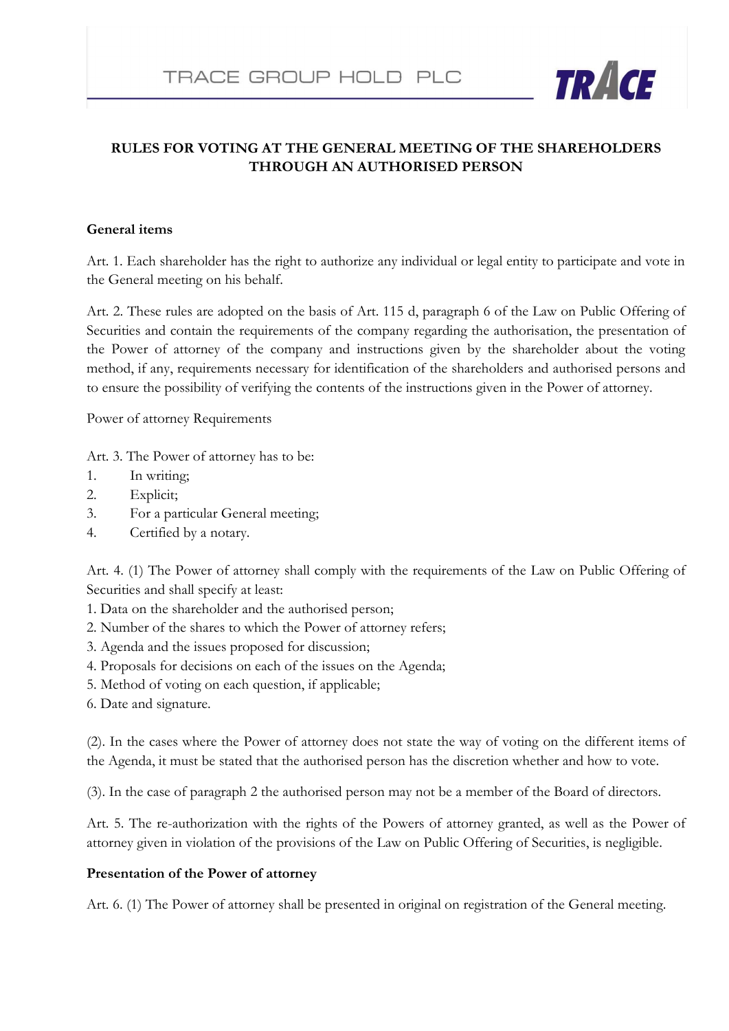# RULES FOR VOTING AT THE GENERAL MEETING OF THE SHAREHOLDERS THROUGH AN AUTHORISED PERSON

**General items**

Art. 1. Each shareholder has the right to authorize any individual or legal entity to participate and vote in the General meeting on his behalf.

Art. 2. These rules are adopted on the basis of Art. 115 d, paragraph 6 of the Law on Public Offering of Securities and contain the requirements of the company regarding the authorisation, the presentation of the Power of attorney of the company and instructions given by the shareholder about the voting method, if any, requirements necessary for identification of the shareholders and authorised persons and to ensure the possibility of verifying the contents of the instructions given in the Power of attorney.

Power of attorney Requirements

Art. 3. The Power of attorney has to be:

1. In writing;
2. Explicit;
3. For a particular General meeting;
4. Certified by a notary.

Art. 4. (1) The Power of attorney shall comply with the requirements of the Law on Public Offering of Securities and shall specify at least:

1. Data on the shareholder and the authorised person;
2. Number of the shares to which the Power of attorney refers;
3. Agenda and the issues proposed for discussion;
4. Proposals for decisions on each of the issues on the Agenda;
5. Method of voting on each question, if applicable;
6. Date and signature.

(2). In the cases where the Power of attorney does not state the way of voting on the different items of the Agenda, it must be stated that the authorised person has the discretion whether and how to vote.

(3). In the case of paragraph 2 the authorised person may not be a member of the Board of directors.

Art. 5. The re-authorization with the rights of the Powers of attorney granted, as well as the Power of attorney given in violation of the provisions of the Law on Public Offering of Securities, is negligible.

**Presentation of the Power of attorney**

Art. 6. (1) The Power of attorney shall be presented in original on registration of the General meeting.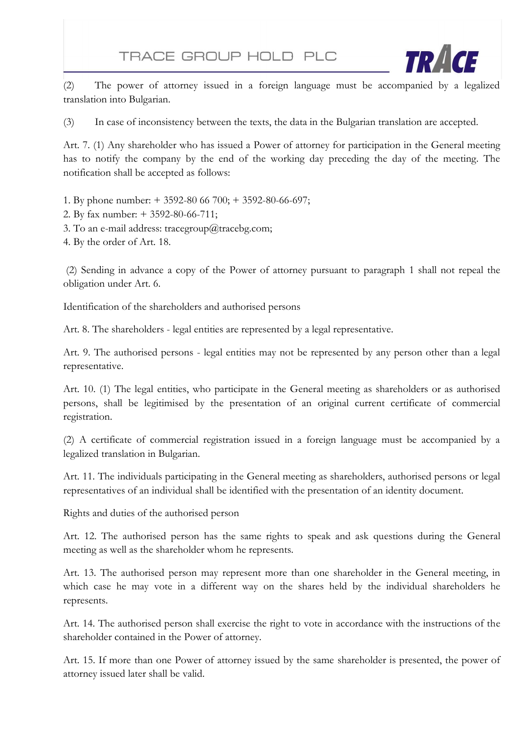(2) The power of attorney issued in a foreign language must be accompanied by a legalized translation into Bulgarian.

(3) In case of inconsistency between the texts, the data in the Bulgarian translation are accepted.

Art. 7. (1) Any shareholder who has issued a Power of attorney for participation in the General meeting has to notify the company by the end of the working day preceding the day of the meeting. The notification shall be accepted as follows:

1. By phone number: + 3592-80 66 700; + 3592-80-66-697;
2. By fax number: + 3592-80-66-711;
3. To an e-mail address: tracegroup@tracebg.com;
4. By the order of Art. 18.

(2) Sending in advance a copy of the Power of attorney pursuant to paragraph 1 shall not repeal the obligation under Art. 6.

Identification of the shareholders and authorised persons

Art. 8. The shareholders - legal entities are represented by a legal representative.

Art. 9. The authorised persons - legal entities may not be represented by any person other than a legal representative.

Art. 10. (1) The legal entities, who participate in the General meeting as shareholders or as authorised persons, shall be legitimised by the presentation of an original current certificate of commercial registration.

(2) A certificate of commercial registration issued in a foreign language must be accompanied by a legalized translation in Bulgarian.

Art. 11. The individuals participating in the General meeting as shareholders, authorised persons or legal representatives of an individual shall be identified with the presentation of an identity document.

Rights and duties of the authorised person

Art. 12. The authorised person has the same rights to speak and ask questions during the General meeting as well as the shareholder whom he represents.

Art. 13. The authorised person may represent more than one shareholder in the General meeting, in which case he may vote in a different way on the shares held by the individual shareholders he represents.

Art. 14. The authorised person shall exercise the right to vote in accordance with the instructions of the shareholder contained in the Power of attorney.

Art. 15. If more than one Power of attorney issued by the same shareholder is presented, the power of attorney issued later shall be valid.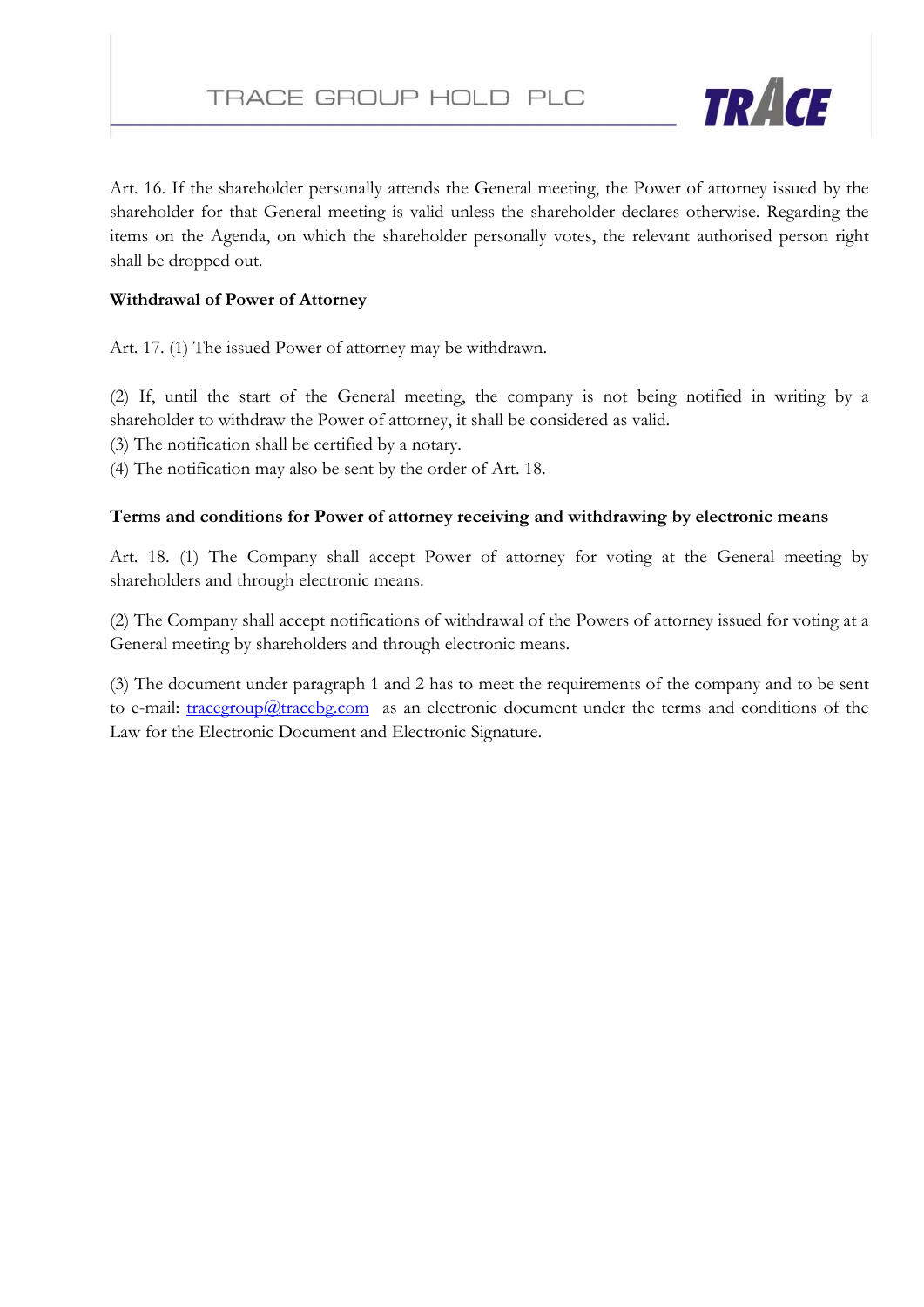Art. 16. If the shareholder personally attends the General meeting, the Power of attorney issued by the shareholder for that General meeting is valid unless the shareholder declares otherwise. Regarding the items on the Agenda, on which the shareholder personally votes, the relevant authorised person right shall be dropped out.

**Withdrawal of Power of Attorney**

Art. 17. (1) The issued Power of attorney may be withdrawn.

(2) If, until the start of the General meeting, the company is not being notified in writing by a shareholder to withdraw the Power of attorney, it shall be considered as valid.
(3) The notification shall be certified by a notary.
(4) The notification may also be sent by the order of Art. 18.

**Terms and conditions for Power of attorney receiving and withdrawing by electronic means**

Art. 18. (1) The Company shall accept Power of attorney for voting at the General meeting by shareholders and through electronic means.

(2) The Company shall accept notifications of withdrawal of the Powers of attorney issued for voting at a General meeting by shareholders and through electronic means.

(3) The document under paragraph 1 and 2 has to meet the requirements of the company and to be sent to e-mail: tracegroup@tracebg.com as an electronic document under the terms and conditions of the Law for the Electronic Document and Electronic Signature.